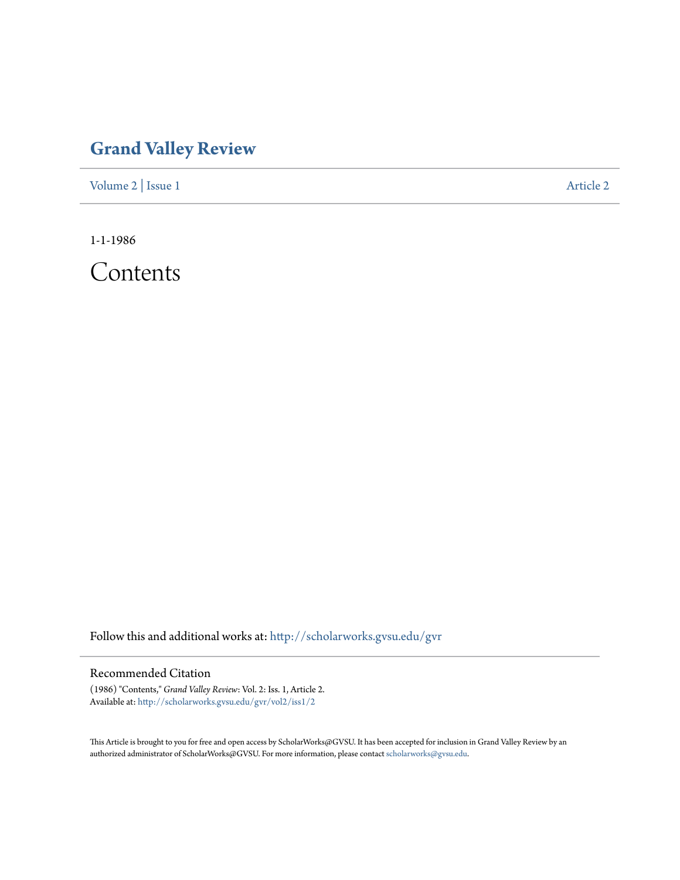# Grand Valley Review

Volume 2 | Issue 1 Article 2

1-1-1986

# Contents

Follow this and additional works at: http://scholarworks.gvsu.edu/gvr

## Recommended Citation

(1986) "Contents," *Grand Valley Review*: Vol. 2: Iss. 1, Article 2.
Available at: http://scholarworks.gvsu.edu/gvr/vol2/iss1/2

This Article is brought to you for free and open access by ScholarWorks@GVSU. It has been accepted for inclusion in Grand Valley Review by an authorized administrator of ScholarWorks@GVSU. For more information, please contact scholarworks@gvsu.edu.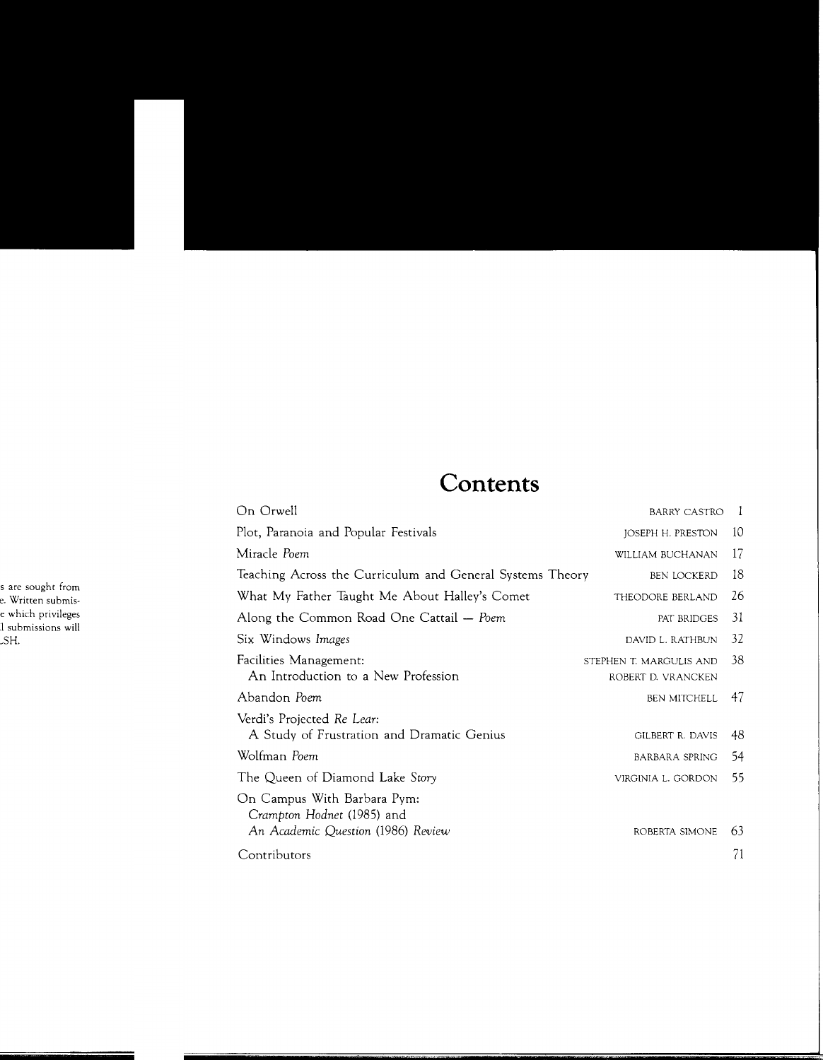# Contents

| | | |
|---|---|---|
| On Orwell | BARRY CASTRO | 1 |
| Plot, Paranoia and Popular Festivals | JOSEPH H. PRESTON | 10 |
| Miracle *Poem* | WILLIAM BUCHANAN | 17 |
| Teaching Across the Curriculum and General Systems Theory | BEN LOCKERD | 18 |
| What My Father Taught Me About Halley's Comet | THEODORE BERLAND | 26 |
| Along the Common Road One Cattail — *Poem* | PAT BRIDGES | 31 |
| Six Windows *Images* | DAVID L. RATHBUN | 32 |
| Facilities Management: An Introduction to a New Profession | STEPHEN T. MARGULIS AND ROBERT D. VRANCKEN | 38 |
| Abandon *Poem* | BEN MITCHELL | 47 |
| Verdi's Projected *Re Lear*: A Study of Frustration and Dramatic Genius | GILBERT R. DAVIS | 48 |
| Wolfman *Poem* | BARBARA SPRING | 54 |
| The Queen of Diamond Lake *Story* | VIRGINIA L. GORDON | 55 |
| On Campus With Barbara Pym: *Crampton Hodnet* (1985) and *An Academic Question* (1986) *Review* | ROBERTA SIMONE | 63 |
| Contributors | | 71 |